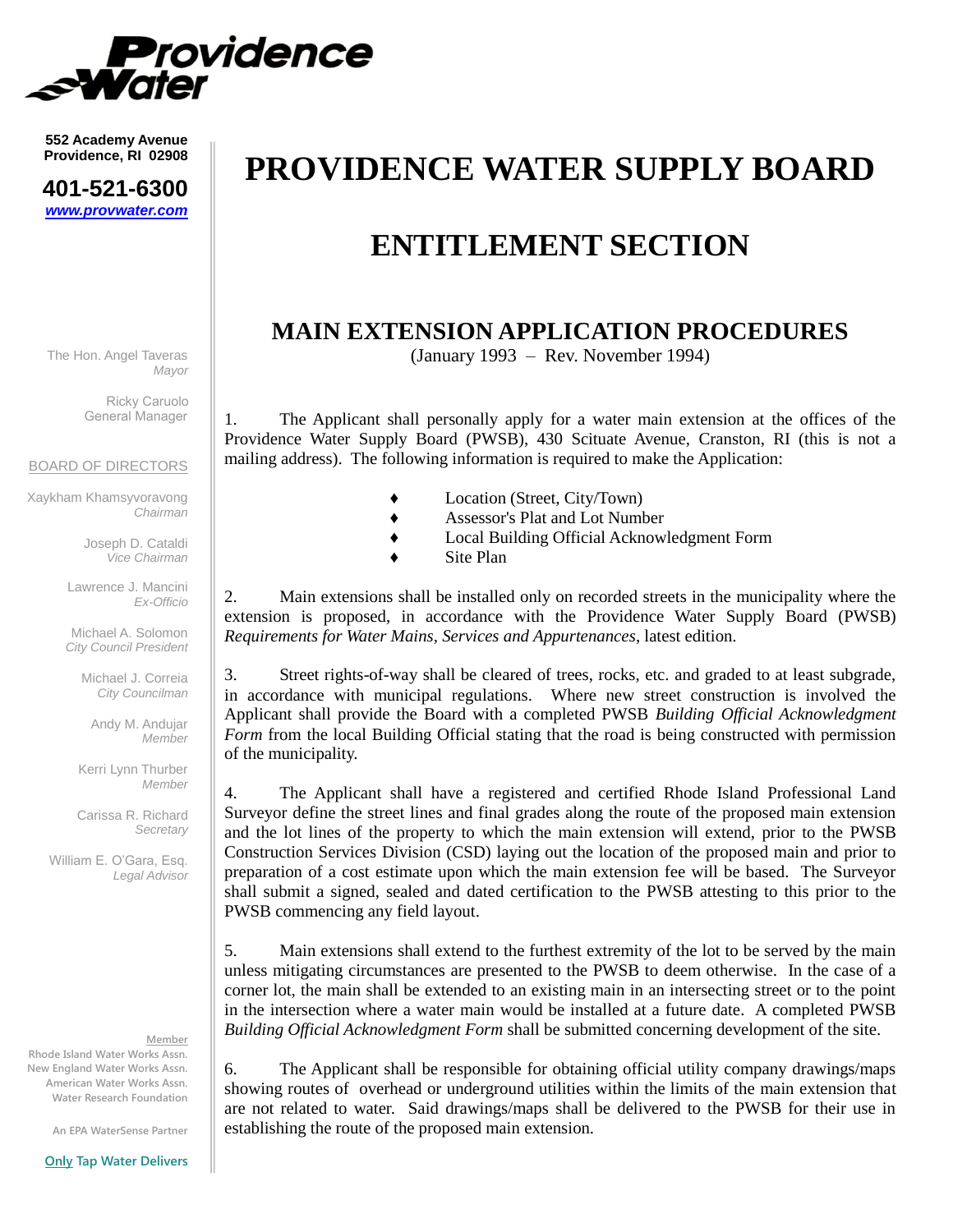**Providence Water**

552 Academy Avenue
Providence, RI 02908

**401-521-6300**
www.provwater.com

The Hon. Angel Taveras
*Mayor*

Ricky Caruolo
General Manager

BOARD OF DIRECTORS

Xaykham Khamsyvoravong
*Chairman*

Joseph D. Cataldi
*Vice Chairman*

Lawrence J. Mancini
*Ex-Officio*

Michael A. Solomon
*City Council President*

Michael J. Correia
*City Councilman*

Andy M. Andujar
*Member*

Kerri Lynn Thurber
*Member*

Carissa R. Richard
*Secretary*

William E. O'Gara, Esq.
*Legal Advisor*

Member
Rhode Island Water Works Assn.
New England Water Works Assn.
American Water Works Assn.
Water Research Foundation

An EPA WaterSense Partner

Only Tap Water Delivers

# PROVIDENCE WATER SUPPLY BOARD

# ENTITLEMENT SECTION

## MAIN EXTENSION APPLICATION PROCEDURES

(January 1993 – Rev. November 1994)

1. The Applicant shall personally apply for a water main extension at the offices of the Providence Water Supply Board (PWSB), 430 Scituate Avenue, Cranston, RI (this is not a mailing address). The following information is required to make the Application:

   - Location (Street, City/Town)
   - Assessor's Plat and Lot Number
   - Local Building Official Acknowledgment Form
   - Site Plan

2. Main extensions shall be installed only on recorded streets in the municipality where the extension is proposed, in accordance with the Providence Water Supply Board (PWSB) *Requirements for Water Mains, Services and Appurtenances*, latest edition.

3. Street rights-of-way shall be cleared of trees, rocks, etc. and graded to at least subgrade, in accordance with municipal regulations. Where new street construction is involved the Applicant shall provide the Board with a completed PWSB *Building Official Acknowledgment Form* from the local Building Official stating that the road is being constructed with permission of the municipality.

4. The Applicant shall have a registered and certified Rhode Island Professional Land Surveyor define the street lines and final grades along the route of the proposed main extension and the lot lines of the property to which the main extension will extend, prior to the PWSB Construction Services Division (CSD) laying out the location of the proposed main and prior to preparation of a cost estimate upon which the main extension fee will be based. The Surveyor shall submit a signed, sealed and dated certification to the PWSB attesting to this prior to the PWSB commencing any field layout.

5. Main extensions shall extend to the furthest extremity of the lot to be served by the main unless mitigating circumstances are presented to the PWSB to deem otherwise. In the case of a corner lot, the main shall be extended to an existing main in an intersecting street or to the point in the intersection where a water main would be installed at a future date. A completed PWSB *Building Official Acknowledgment Form* shall be submitted concerning development of the site.

6. The Applicant shall be responsible for obtaining official utility company drawings/maps showing routes of overhead or underground utilities within the limits of the main extension that are not related to water. Said drawings/maps shall be delivered to the PWSB for their use in establishing the route of the proposed main extension.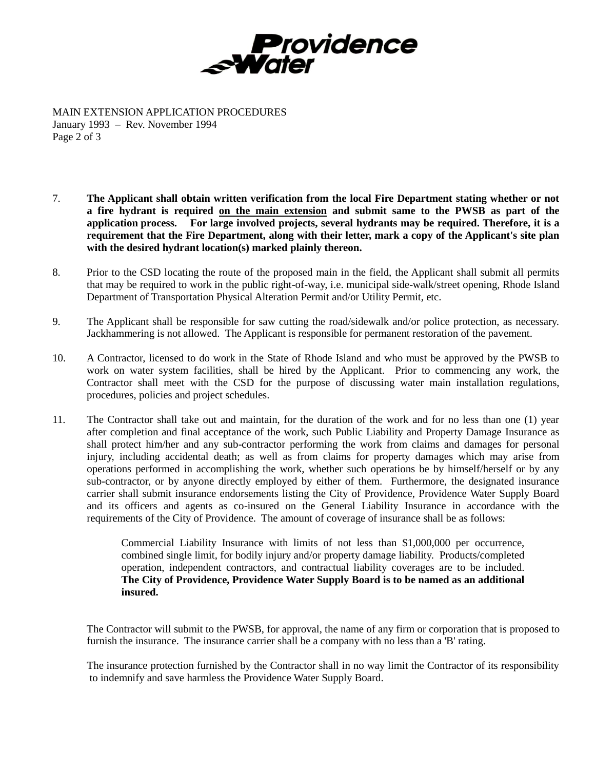7. **The Applicant shall obtain written verification from the local Fire Department stating whether or not a fire hydrant is required <u>on the main extension</u> and submit same to the PWSB as part of the application process. For large involved projects, several hydrants may be required. Therefore, it is a requirement that the Fire Department, along with their letter, mark a copy of the Applicant's site plan with the desired hydrant location(s) marked plainly thereon.**

8. Prior to the CSD locating the route of the proposed main in the field, the Applicant shall submit all permits that may be required to work in the public right-of-way, i.e. municipal side-walk/street opening, Rhode Island Department of Transportation Physical Alteration Permit and/or Utility Permit, etc.

9. The Applicant shall be responsible for saw cutting the road/sidewalk and/or police protection, as necessary. Jackhammering is not allowed. The Applicant is responsible for permanent restoration of the pavement.

10. A Contractor, licensed to do work in the State of Rhode Island and who must be approved by the PWSB to work on water system facilities, shall be hired by the Applicant. Prior to commencing any work, the Contractor shall meet with the CSD for the purpose of discussing water main installation regulations, procedures, policies and project schedules.

11. The Contractor shall take out and maintain, for the duration of the work and for no less than one (1) year after completion and final acceptance of the work, such Public Liability and Property Damage Insurance as shall protect him/her and any sub-contractor performing the work from claims and damages for personal injury, including accidental death; as well as from claims for property damages which may arise from operations performed in accomplishing the work, whether such operations be by himself/herself or by any sub-contractor, or by anyone directly employed by either of them. Furthermore, the designated insurance carrier shall submit insurance endorsements listing the City of Providence, Providence Water Supply Board and its officers and agents as co-insured on the General Liability Insurance in accordance with the requirements of the City of Providence. The amount of coverage of insurance shall be as follows:

    Commercial Liability Insurance with limits of not less than $1,000,000 per occurrence, combined single limit, for bodily injury and/or property damage liability. Products/completed operation, independent contractors, and contractual liability coverages are to be included. **The City of Providence, Providence Water Supply Board is to be named as an additional insured.**

    The Contractor will submit to the PWSB, for approval, the name of any firm or corporation that is proposed to furnish the insurance. The insurance carrier shall be a company with no less than a 'B' rating.

    The insurance protection furnished by the Contractor shall in no way limit the Contractor of its responsibility to indemnify and save harmless the Providence Water Supply Board.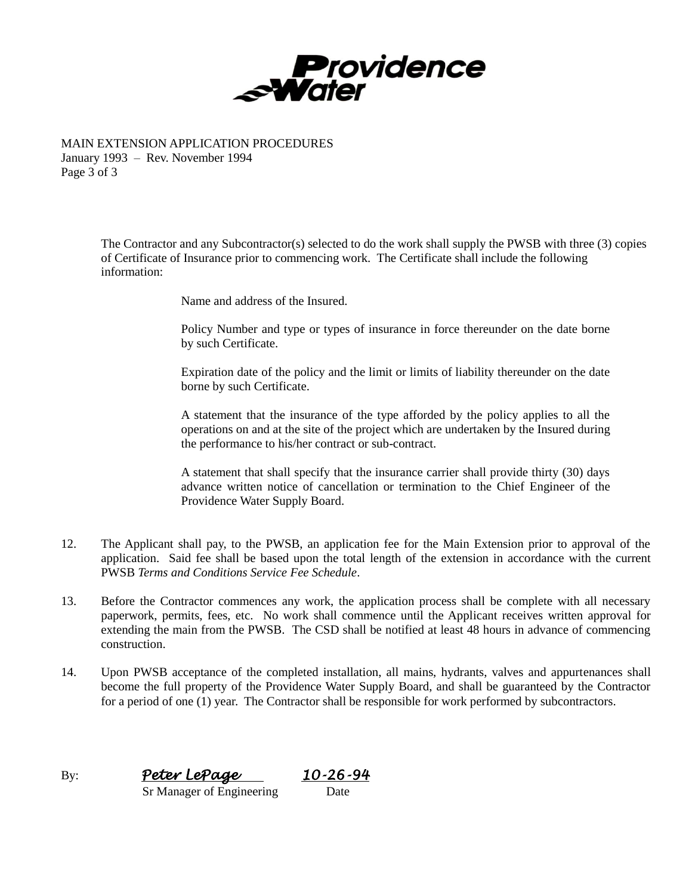MAIN EXTENSION APPLICATION PROCEDURES
January 1993 – Rev. November 1994

The Contractor and any Subcontractor(s) selected to do the work shall supply the PWSB with three (3) copies of Certificate of Insurance prior to commencing work. The Certificate shall include the following information:

Name and address of the Insured.

Policy Number and type or types of insurance in force thereunder on the date borne by such Certificate.

Expiration date of the policy and the limit or limits of liability thereunder on the date borne by such Certificate.

A statement that the insurance of the type afforded by the policy applies to all the operations on and at the site of the project which are undertaken by the Insured during the performance to his/her contract or sub-contract.

A statement that shall specify that the insurance carrier shall provide thirty (30) days advance written notice of cancellation or termination to the Chief Engineer of the Providence Water Supply Board.

12. The Applicant shall pay, to the PWSB, an application fee for the Main Extension prior to approval of the application. Said fee shall be based upon the total length of the extension in accordance with the current PWSB *Terms and Conditions Service Fee Schedule*.

13. Before the Contractor commences any work, the application process shall be complete with all necessary paperwork, permits, fees, etc. No work shall commence until the Applicant receives written approval for extending the main from the PWSB. The CSD shall be notified at least 48 hours in advance of commencing construction.

14. Upon PWSB acceptance of the completed installation, all mains, hydrants, valves and appurtenances shall become the full property of the Providence Water Supply Board, and shall be guaranteed by the Contractor for a period of one (1) year. The Contractor shall be responsible for work performed by subcontractors.

By: *Peter LePage* — Sr Manager of Engineering

*10-26-94* — Date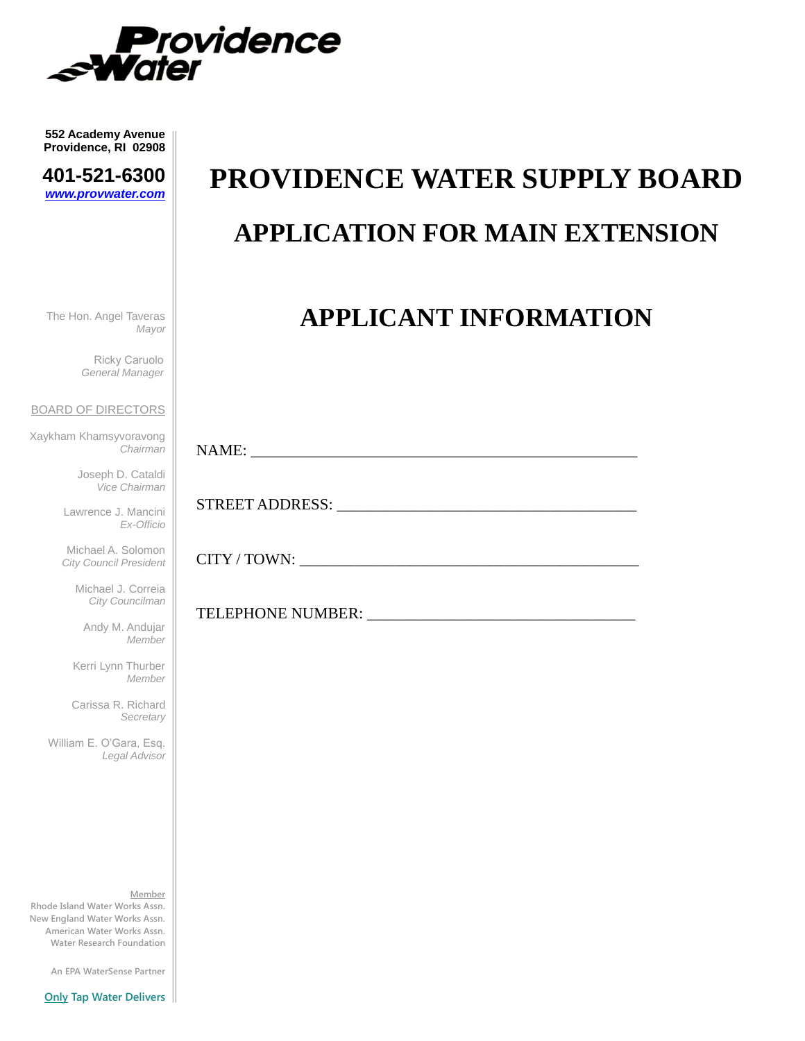**Providence Water**

**552 Academy Avenue**
**Providence, RI 02908**

**401-521-6300**
***www.provwater.com***

The Hon. Angel Taveras
*Mayor*

Ricky Caruolo
*General Manager*

BOARD OF DIRECTORS

Xaykham Khamsyvoravong
*Chairman*

Joseph D. Cataldi
*Vice Chairman*

Lawrence J. Mancini
*Ex-Officio*

Michael A. Solomon
*City Council President*

Michael J. Correia
*City Councilman*

Andy M. Andujar
*Member*

Kerri Lynn Thurber
*Member*

Carissa R. Richard
*Secretary*

William E. O'Gara, Esq.
*Legal Advisor*

Member
Rhode Island Water Works Assn.
New England Water Works Assn.
American Water Works Assn.
Water Research Foundation

An EPA WaterSense Partner

Only Tap Water Delivers

# PROVIDENCE WATER SUPPLY BOARD

## APPLICATION FOR MAIN EXTENSION

## APPLICANT INFORMATION

NAME: ________________________________________________

STREET ADDRESS: ______________________________________

CITY / TOWN: __________________________________________

TELEPHONE NUMBER: ___________________________________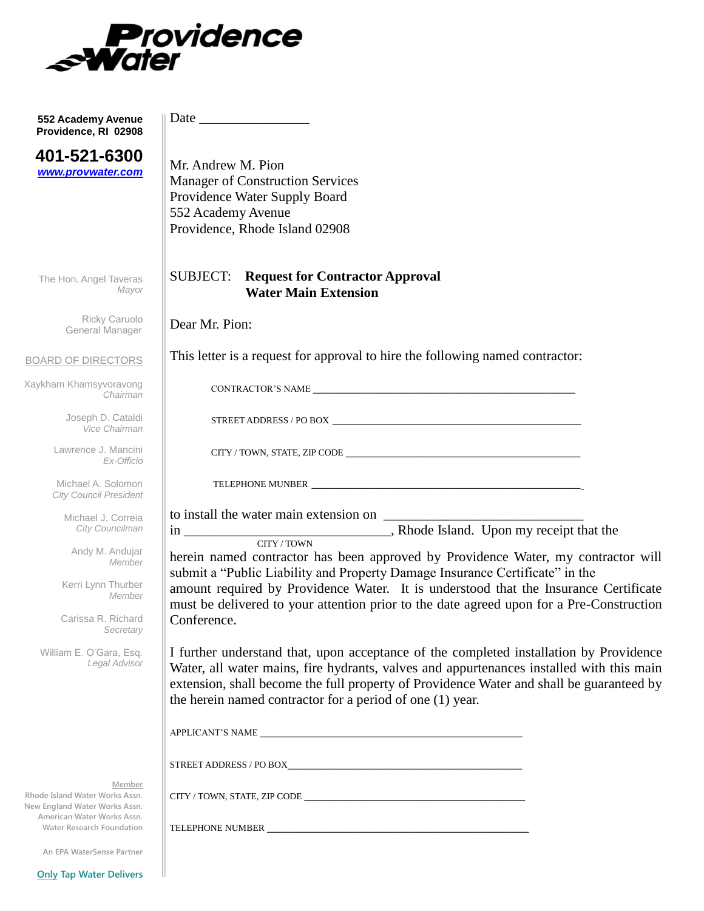**Providence Water**

552 Academy Avenue
Providence, RI 02908

**401-521-6300**
www.provwater.com

The Hon. Angel Taveras
*Mayor*

Ricky Caruolo
General Manager

BOARD OF DIRECTORS

Xaykham Khamsyvoravong
*Chairman*

Joseph D. Cataldi
*Vice Chairman*

Lawrence J. Mancini
*Ex-Officio*

Michael A. Solomon
*City Council President*

Michael J. Correia
*City Councilman*

Andy M. Andujar
*Member*

Kerri Lynn Thurber
*Member*

Carissa R. Richard
*Secretary*

William E. O'Gara, Esq.
*Legal Advisor*

Member
Rhode Island Water Works Assn.
New England Water Works Assn.
American Water Works Assn.
Water Research Foundation

An EPA WaterSense Partner

Only Tap Water Delivers

---

Date ________________

Mr. Andrew M. Pion
Manager of Construction Services
Providence Water Supply Board
552 Academy Avenue
Providence, Rhode Island 02908

SUBJECT: **Request for Contractor Approval**
**Water Main Extension**

Dear Mr. Pion:

This letter is a request for approval to hire the following named contractor:

CONTRACTOR'S NAME ________________________________________________

STREET ADDRESS / PO BOX ________________________________________________

CITY / TOWN, STATE, ZIP CODE ________________________________________________

TELEPHONE MUNBER ________________________________________________

to install the water main extension on ______________________________
in ______________________________, Rhode Island. Upon my receipt that the
CITY / TOWN
herein named contractor has been approved by Providence Water, my contractor will submit a "Public Liability and Property Damage Insurance Certificate" in the amount required by Providence Water. It is understood that the Insurance Certificate must be delivered to your attention prior to the date agreed upon for a Pre-Construction Conference.

I further understand that, upon acceptance of the completed installation by Providence Water, all water mains, fire hydrants, valves and appurtenances installed with this main extension, shall become the full property of Providence Water and shall be guaranteed by the herein named contractor for a period of one (1) year.

APPLICANT'S NAME ________________________________________________

STREET ADDRESS / PO BOX________________________________________________

CITY / TOWN, STATE, ZIP CODE ________________________________________________

TELEPHONE NUMBER ________________________________________________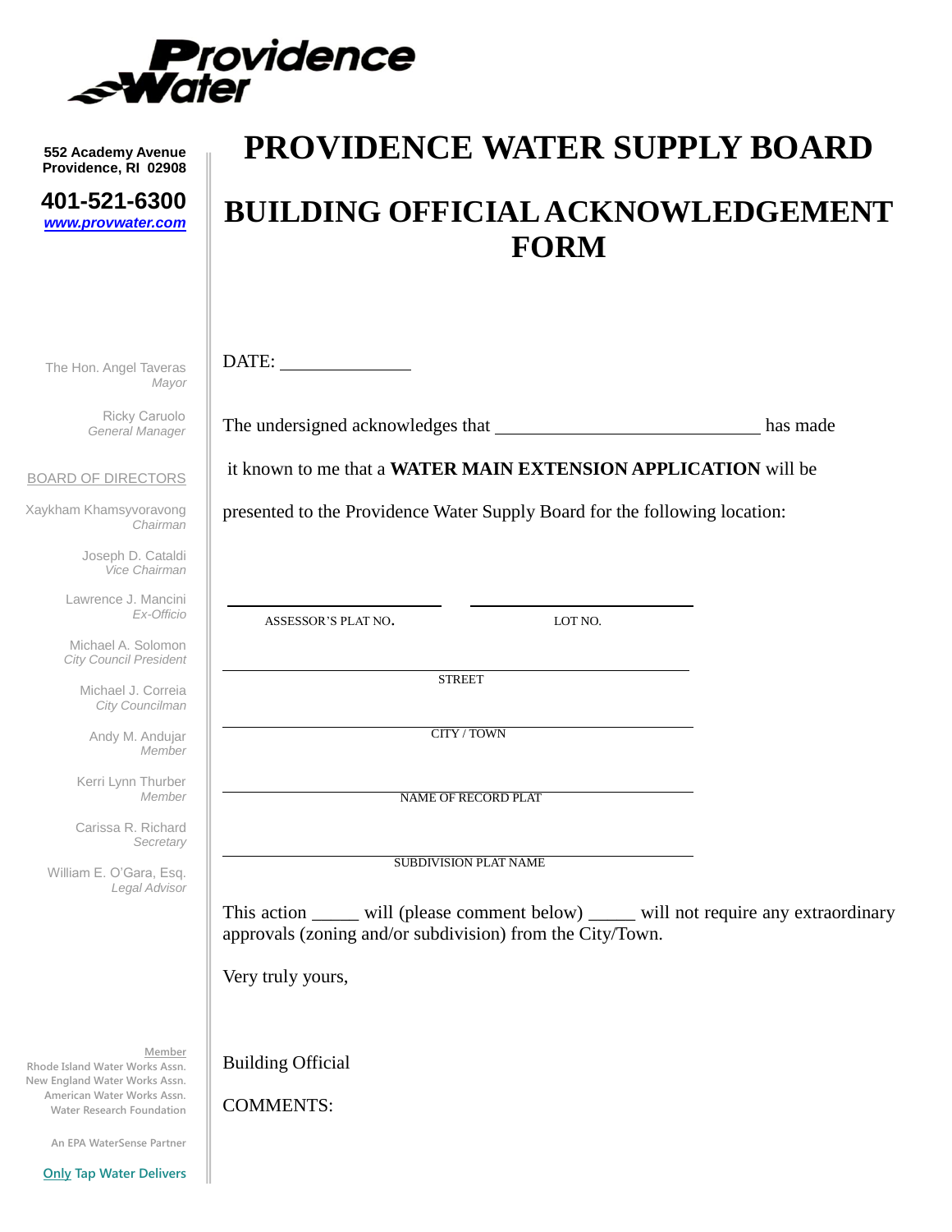Providence Water

552 Academy Avenue
Providence, RI 02908

**401-521-6300**
*www.provwater.com*

# PROVIDENCE WATER SUPPLY BOARD

# BUILDING OFFICIAL ACKNOWLEDGEMENT FORM

The Hon. Angel Taveras
*Mayor*

Ricky Caruolo
*General Manager*

BOARD OF DIRECTORS

Xaykham Khamsyvoravong
*Chairman*

Joseph D. Cataldi
*Vice Chairman*

Lawrence J. Mancini
*Ex-Officio*

Michael A. Solomon
*City Council President*

Michael J. Correia
*City Councilman*

Andy M. Andujar
*Member*

Kerri Lynn Thurber
*Member*

Carissa R. Richard
*Secretary*

William E. O'Gara, Esq.
*Legal Advisor*

DATE: ______________

The undersigned acknowledges that ______________________________ has made

it known to me that a **WATER MAIN EXTENSION APPLICATION** will be

presented to the Providence Water Supply Board for the following location:

________________________ ________________________
ASSESSOR'S PLAT NO. LOT NO.

________________________________________________
STREET

________________________________________________
CITY / TOWN

________________________________________________
NAME OF RECORD PLAT

________________________________________________
SUBDIVISION PLAT NAME

This action _____ will (please comment below) _____ will not require any extraordinary approvals (zoning and/or subdivision) from the City/Town.

Very truly yours,

Building Official

COMMENTS:

Member
Rhode Island Water Works Assn.
New England Water Works Assn.
American Water Works Assn.
Water Research Foundation

An EPA WaterSense Partner

Only Tap Water Delivers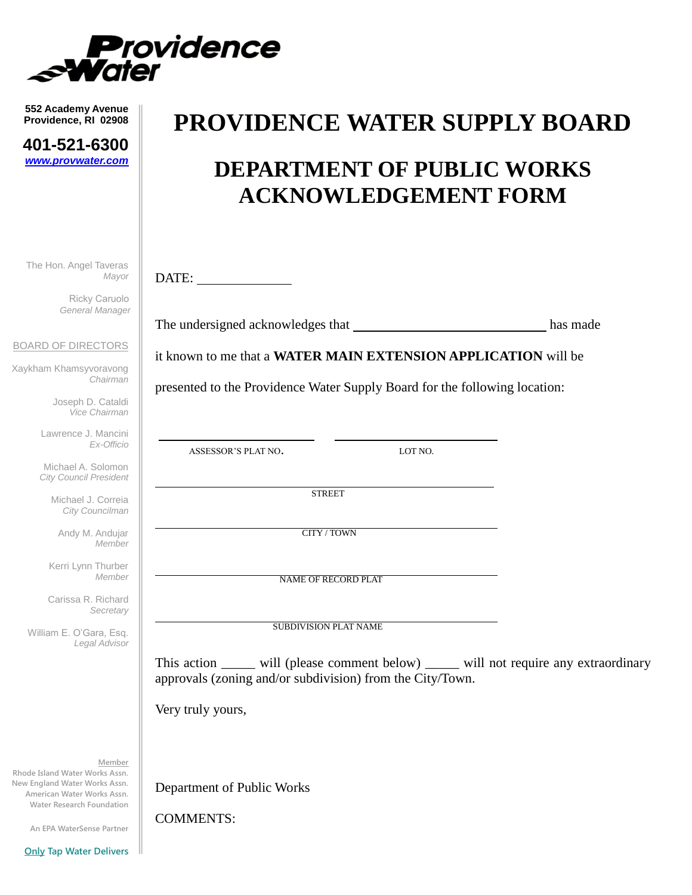**Providence Water**

**552 Academy Avenue**
**Providence, RI 02908**

**401-521-6300**
**www.provwater.com**

# PROVIDENCE WATER SUPPLY BOARD

## DEPARTMENT OF PUBLIC WORKS ACKNOWLEDGEMENT FORM

The Hon. Angel Taveras
*Mayor*

Ricky Caruolo
*General Manager*

BOARD OF DIRECTORS

Xaykham Khamsyvoravong
*Chairman*

Joseph D. Cataldi
*Vice Chairman*

Lawrence J. Mancini
*Ex-Officio*

Michael A. Solomon
*City Council President*

Michael J. Correia
*City Councilman*

Andy M. Andujar
*Member*

Kerri Lynn Thurber
*Member*

Carissa R. Richard
*Secretary*

William E. O'Gara, Esq.
*Legal Advisor*

DATE: ______________

The undersigned acknowledges that ______________________________ has made

it known to me that a **WATER MAIN EXTENSION APPLICATION** will be

presented to the Providence Water Supply Board for the following location:

________________________ ________________________
ASSESSOR'S PLAT NO. LOT NO.

______________________________________________________
STREET

______________________________________________________
CITY / TOWN

______________________________________________________
NAME OF RECORD PLAT

______________________________________________________
SUBDIVISION PLAT NAME

This action _____ will (please comment below) _____ will not require any extraordinary approvals (zoning and/or subdivision) from the City/Town.

Very truly yours,

Department of Public Works

COMMENTS:

Member
Rhode Island Water Works Assn.
New England Water Works Assn.
American Water Works Assn.
Water Research Foundation

An EPA WaterSense Partner

Only Tap Water Delivers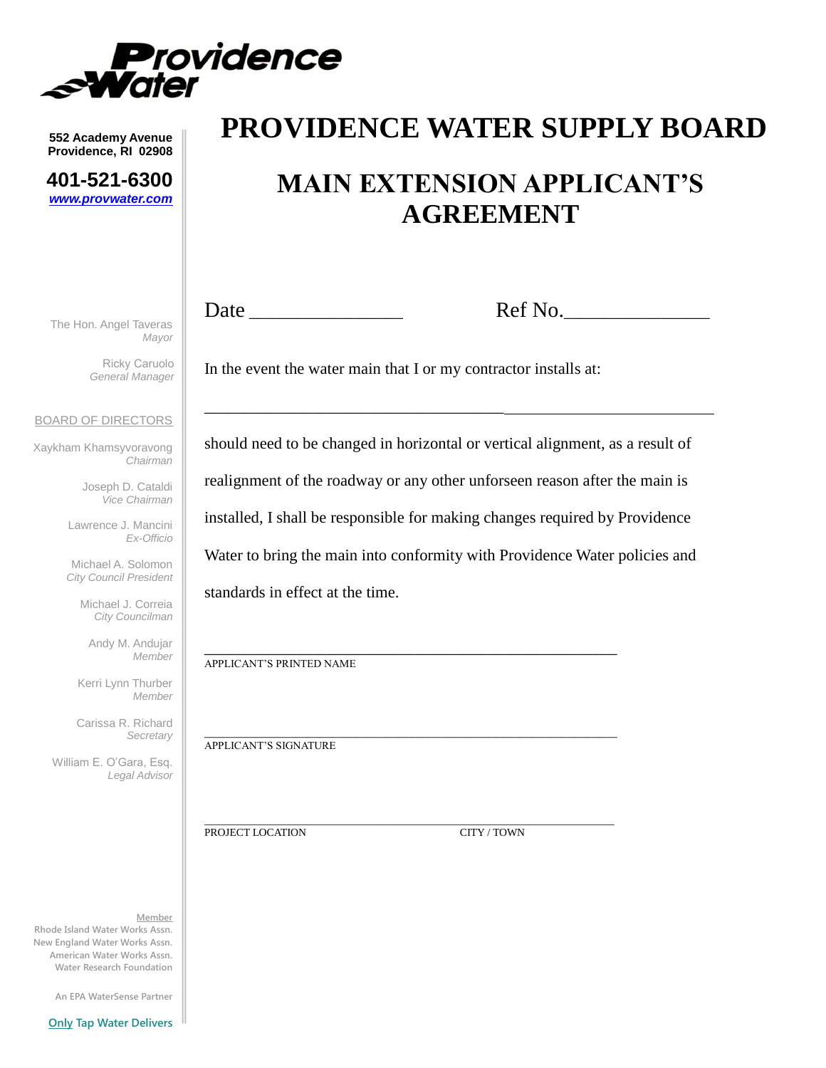**Providence Water**

**552 Academy Avenue**
**Providence, RI 02908**

**401-521-6300**
***www.provwater.com***

The Hon. Angel Taveras
*Mayor*

Ricky Caruolo
*General Manager*

BOARD OF DIRECTORS

Xaykham Khamsyvoravong
*Chairman*

Joseph D. Cataldi
*Vice Chairman*

Lawrence J. Mancini
*Ex-Officio*

Michael A. Solomon
*City Council President*

Michael J. Correia
*City Councilman*

Andy M. Andujar
*Member*

Kerri Lynn Thurber
*Member*

Carissa R. Richard
*Secretary*

William E. O'Gara, Esq.
*Legal Advisor*

Member
Rhode Island Water Works Assn.
New England Water Works Assn.
American Water Works Assn.
Water Research Foundation

An EPA WaterSense Partner

Only Tap Water Delivers

# PROVIDENCE WATER SUPPLY BOARD

## MAIN EXTENSION APPLICANT'S AGREEMENT

Date _______________ Ref No._______________

In the event the water main that I or my contractor installs at:

____________________________________________________________

should need to be changed in horizontal or vertical alignment, as a result of realignment of the roadway or any other unforseen reason after the main is installed, I shall be responsible for making changes required by Providence Water to bring the main into conformity with Providence Water policies and standards in effect at the time.

____________________________________________
APPLICANT'S PRINTED NAME

____________________________________________
APPLICANT'S SIGNATURE

____________________________________________
PROJECT LOCATION CITY / TOWN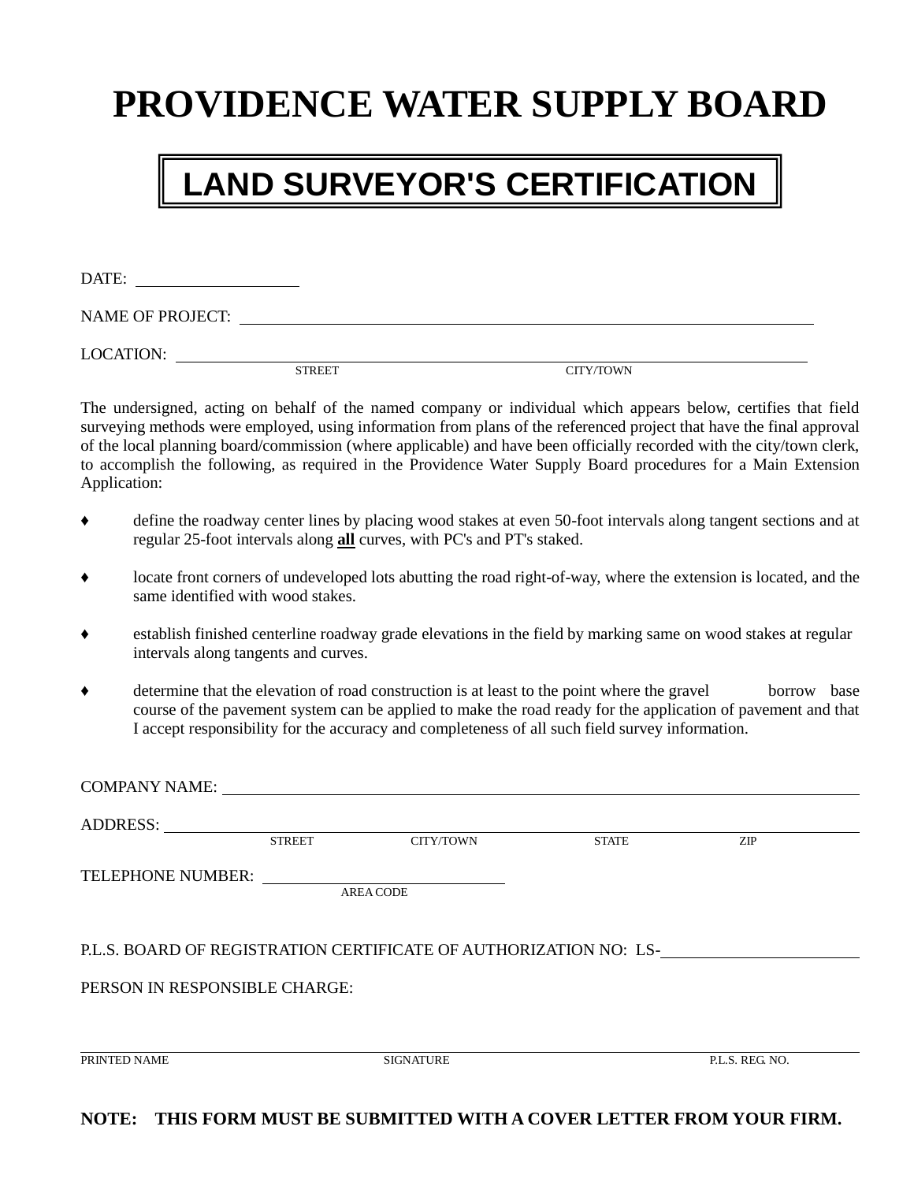# PROVIDENCE WATER SUPPLY BOARD

## LAND SURVEYOR'S CERTIFICATION

DATE: ____________________

NAME OF PROJECT: ____________________________________________________________

LOCATION: ____________________________________________________________

STREET CITY/TOWN

The undersigned, acting on behalf of the named company or individual which appears below, certifies that field surveying methods were employed, using information from plans of the referenced project that have the final approval of the local planning board/commission (where applicable) and have been officially recorded with the city/town clerk, to accomplish the following, as required in the Providence Water Supply Board procedures for a Main Extension Application:

♦ define the roadway center lines by placing wood stakes at even 50-foot intervals along tangent sections and at regular 25-foot intervals along **all** curves, with PC's and PT's staked.

♦ locate front corners of undeveloped lots abutting the road right-of-way, where the extension is located, and the same identified with wood stakes.

♦ establish finished centerline roadway grade elevations in the field by marking same on wood stakes at regular intervals along tangents and curves.

♦ determine that the elevation of road construction is at least to the point where the gravel borrow base course of the pavement system can be applied to make the road ready for the application of pavement and that I accept responsibility for the accuracy and completeness of all such field survey information.

COMPANY NAME: ____________________________________________________________

ADDRESS: ____________________________________________________________

STREET CITY/TOWN STATE ZIP

TELEPHONE NUMBER: ______________________________

AREA CODE

P.L.S. BOARD OF REGISTRATION CERTIFICATE OF AUTHORIZATION NO: LS-________________________

PERSON IN RESPONSIBLE CHARGE:

____________________________________________________________

PRINTED NAME SIGNATURE P.L.S. REG. NO.

**NOTE: THIS FORM MUST BE SUBMITTED WITH A COVER LETTER FROM YOUR FIRM.**